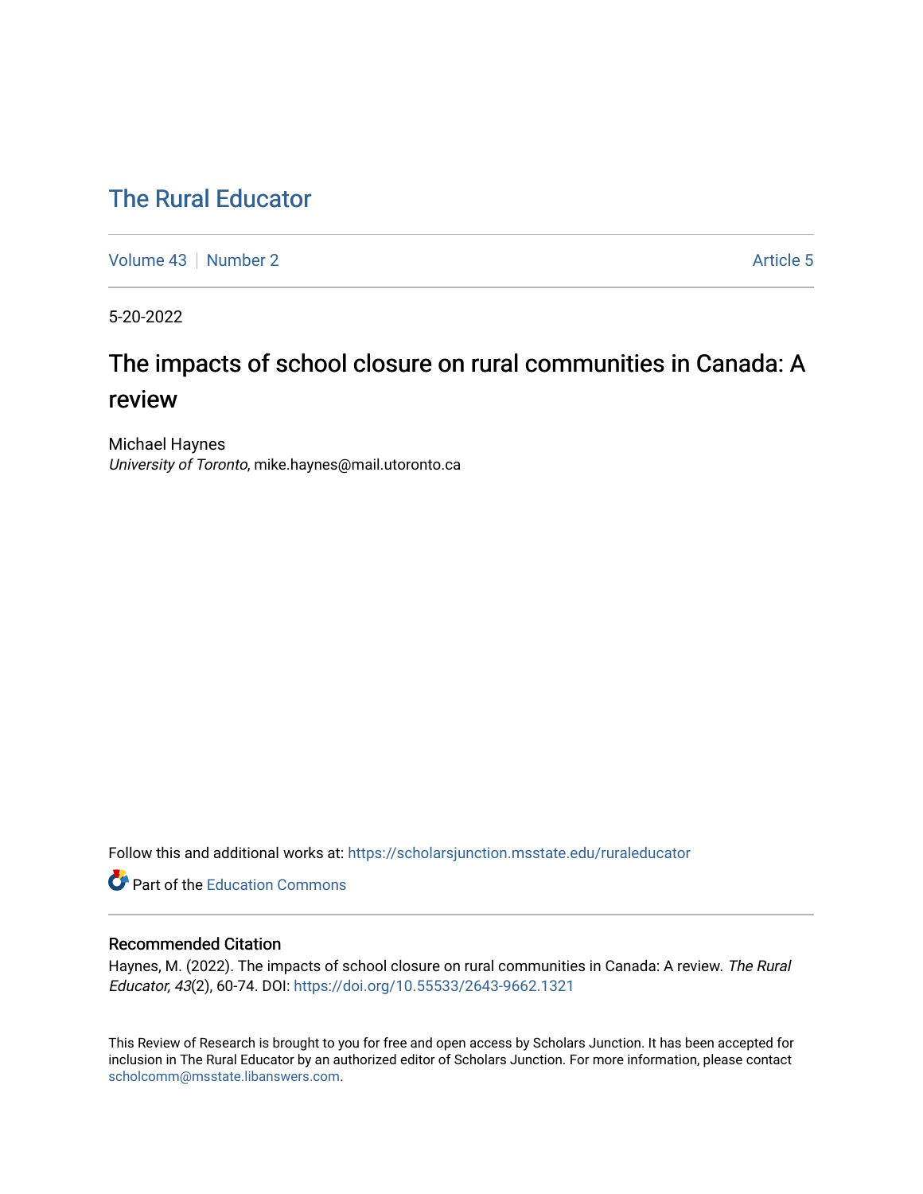# The Rural Educator

Volume 43 | Number 2 | Article 5

5-20-2022

## The impacts of school closure on rural communities in Canada: A review

Michael Haynes
*University of Toronto*, mike.haynes@mail.utoronto.ca

Follow this and additional works at: https://scholarsjunction.msstate.edu/ruraleducator

Part of the Education Commons

### Recommended Citation

Haynes, M. (2022). The impacts of school closure on rural communities in Canada: A review. *The Rural Educator, 43*(2), 60-74. DOI: https://doi.org/10.55533/2643-9662.1321

This Review of Research is brought to you for free and open access by Scholars Junction. It has been accepted for inclusion in The Rural Educator by an authorized editor of Scholars Junction. For more information, please contact scholcomm@msstate.libanswers.com.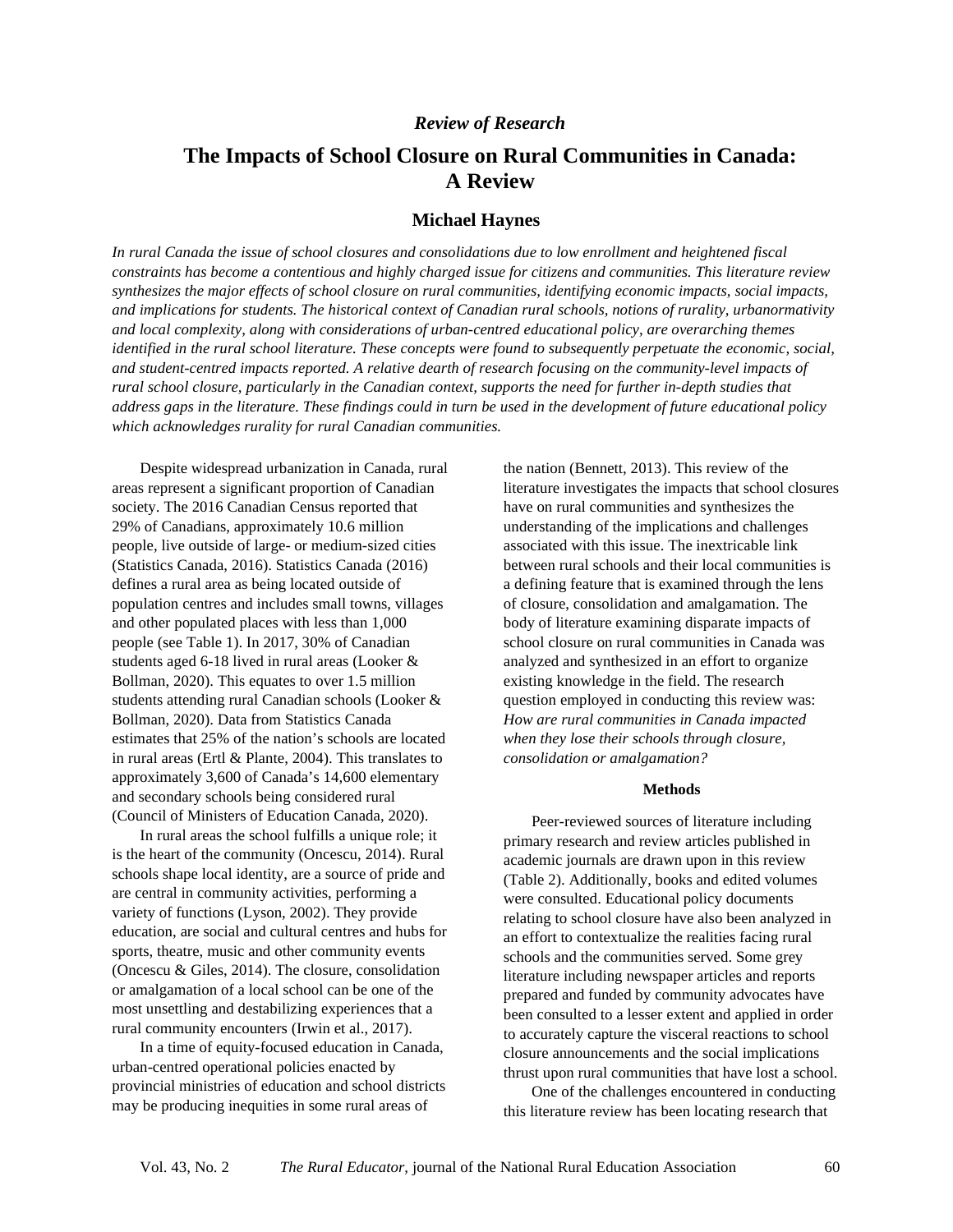*Review of Research*

# The Impacts of School Closure on Rural Communities in Canada: A Review

## Michael Haynes

*In rural Canada the issue of school closures and consolidations due to low enrollment and heightened fiscal constraints has become a contentious and highly charged issue for citizens and communities. This literature review synthesizes the major effects of school closure on rural communities, identifying economic impacts, social impacts, and implications for students. The historical context of Canadian rural schools, notions of rurality, urbanormativity and local complexity, along with considerations of urban-centred educational policy, are overarching themes identified in the rural school literature. These concepts were found to subsequently perpetuate the economic, social, and student-centred impacts reported. A relative dearth of research focusing on the community-level impacts of rural school closure, particularly in the Canadian context, supports the need for further in-depth studies that address gaps in the literature. These findings could in turn be used in the development of future educational policy which acknowledges rurality for rural Canadian communities.*

Despite widespread urbanization in Canada, rural areas represent a significant proportion of Canadian society. The 2016 Canadian Census reported that 29% of Canadians, approximately 10.6 million people, live outside of large- or medium-sized cities (Statistics Canada, 2016). Statistics Canada (2016) defines a rural area as being located outside of population centres and includes small towns, villages and other populated places with less than 1,000 people (see Table 1). In 2017, 30% of Canadian students aged 6-18 lived in rural areas (Looker & Bollman, 2020). This equates to over 1.5 million students attending rural Canadian schools (Looker & Bollman, 2020). Data from Statistics Canada estimates that 25% of the nation's schools are located in rural areas (Ertl & Plante, 2004). This translates to approximately 3,600 of Canada's 14,600 elementary and secondary schools being considered rural (Council of Ministers of Education Canada, 2020).

In rural areas the school fulfills a unique role; it is the heart of the community (Oncescu, 2014). Rural schools shape local identity, are a source of pride and are central in community activities, performing a variety of functions (Lyson, 2002). They provide education, are social and cultural centres and hubs for sports, theatre, music and other community events (Oncescu & Giles, 2014). The closure, consolidation or amalgamation of a local school can be one of the most unsettling and destabilizing experiences that a rural community encounters (Irwin et al., 2017).

In a time of equity-focused education in Canada, urban-centred operational policies enacted by provincial ministries of education and school districts may be producing inequities in some rural areas of the nation (Bennett, 2013). This review of the literature investigates the impacts that school closures have on rural communities and synthesizes the understanding of the implications and challenges associated with this issue. The inextricable link between rural schools and their local communities is a defining feature that is examined through the lens of closure, consolidation and amalgamation. The body of literature examining disparate impacts of school closure on rural communities in Canada was analyzed and synthesized in an effort to organize existing knowledge in the field. The research question employed in conducting this review was: *How are rural communities in Canada impacted when they lose their schools through closure, consolidation or amalgamation?*

### Methods

Peer-reviewed sources of literature including primary research and review articles published in academic journals are drawn upon in this review (Table 2). Additionally, books and edited volumes were consulted. Educational policy documents relating to school closure have also been analyzed in an effort to contextualize the realities facing rural schools and the communities served. Some grey literature including newspaper articles and reports prepared and funded by community advocates have been consulted to a lesser extent and applied in order to accurately capture the visceral reactions to school closure announcements and the social implications thrust upon rural communities that have lost a school.

One of the challenges encountered in conducting this literature review has been locating research that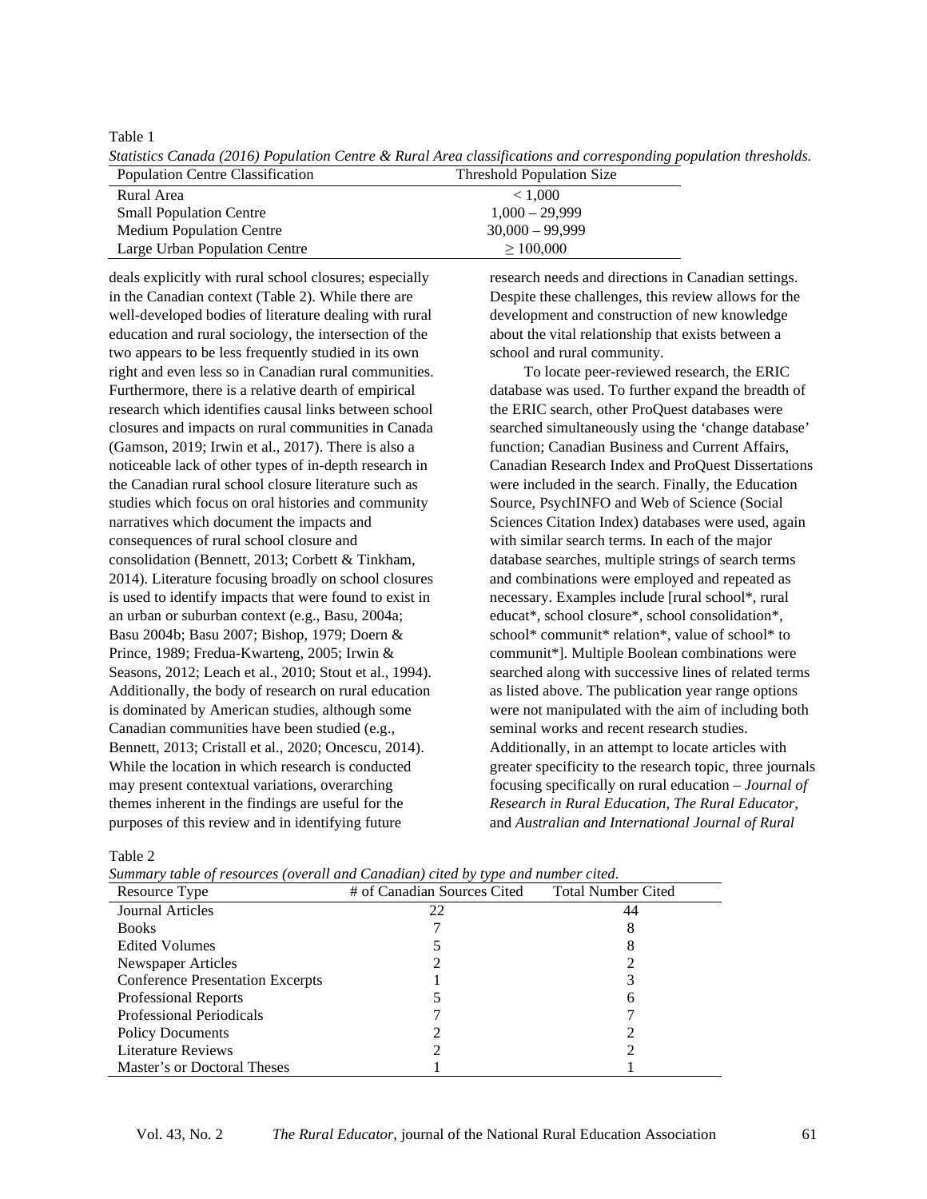Table 1

*Statistics Canada (2016) Population Centre & Rural Area classifications and corresponding population thresholds.*

| Population Centre Classification | Threshold Population Size |
| --- | --- |
| Rural Area | < 1,000 |
| Small Population Centre | 1,000 – 29,999 |
| Medium Population Centre | 30,000 – 99,999 |
| Large Urban Population Centre | ≥ 100,000 |

deals explicitly with rural school closures; especially in the Canadian context (Table 2). While there are well-developed bodies of literature dealing with rural education and rural sociology, the intersection of the two appears to be less frequently studied in its own right and even less so in Canadian rural communities. Furthermore, there is a relative dearth of empirical research which identifies causal links between school closures and impacts on rural communities in Canada (Gamson, 2019; Irwin et al., 2017). There is also a noticeable lack of other types of in-depth research in the Canadian rural school closure literature such as studies which focus on oral histories and community narratives which document the impacts and consequences of rural school closure and consolidation (Bennett, 2013; Corbett & Tinkham, 2014). Literature focusing broadly on school closures is used to identify impacts that were found to exist in an urban or suburban context (e.g., Basu, 2004a; Basu 2004b; Basu 2007; Bishop, 1979; Doern & Prince, 1989; Fredua-Kwarteng, 2005; Irwin & Seasons, 2012; Leach et al., 2010; Stout et al., 1994). Additionally, the body of research on rural education is dominated by American studies, although some Canadian communities have been studied (e.g., Bennett, 2013; Cristall et al., 2020; Oncescu, 2014). While the location in which research is conducted may present contextual variations, overarching themes inherent in the findings are useful for the purposes of this review and in identifying future research needs and directions in Canadian settings. Despite these challenges, this review allows for the development and construction of new knowledge about the vital relationship that exists between a school and rural community.

To locate peer-reviewed research, the ERIC database was used. To further expand the breadth of the ERIC search, other ProQuest databases were searched simultaneously using the 'change database' function; Canadian Business and Current Affairs, Canadian Research Index and ProQuest Dissertations were included in the search. Finally, the Education Source, PsychINFO and Web of Science (Social Sciences Citation Index) databases were used, again with similar search terms. In each of the major database searches, multiple strings of search terms and combinations were employed and repeated as necessary. Examples include [rural school*, rural educat*, school closure*, school consolidation*, school* communit* relation*, value of school* to communit*]. Multiple Boolean combinations were searched along with successive lines of related terms as listed above. The publication year range options were not manipulated with the aim of including both seminal works and recent research studies. Additionally, in an attempt to locate articles with greater specificity to the research topic, three journals focusing specifically on rural education – *Journal of Research in Rural Education*, *The Rural Educator*, and *Australian and International Journal of Rural*

Table 2

*Summary table of resources (overall and Canadian) cited by type and number cited.*

| Resource Type | # of Canadian Sources Cited | Total Number Cited |
| --- | --- | --- |
| Journal Articles | 22 | 44 |
| Books | 7 | 8 |
| Edited Volumes | 5 | 8 |
| Newspaper Articles | 2 | 2 |
| Conference Presentation Excerpts | 1 | 3 |
| Professional Reports | 5 | 6 |
| Professional Periodicals | 7 | 7 |
| Policy Documents | 2 | 2 |
| Literature Reviews | 2 | 2 |
| Master's or Doctoral Theses | 1 | 1 |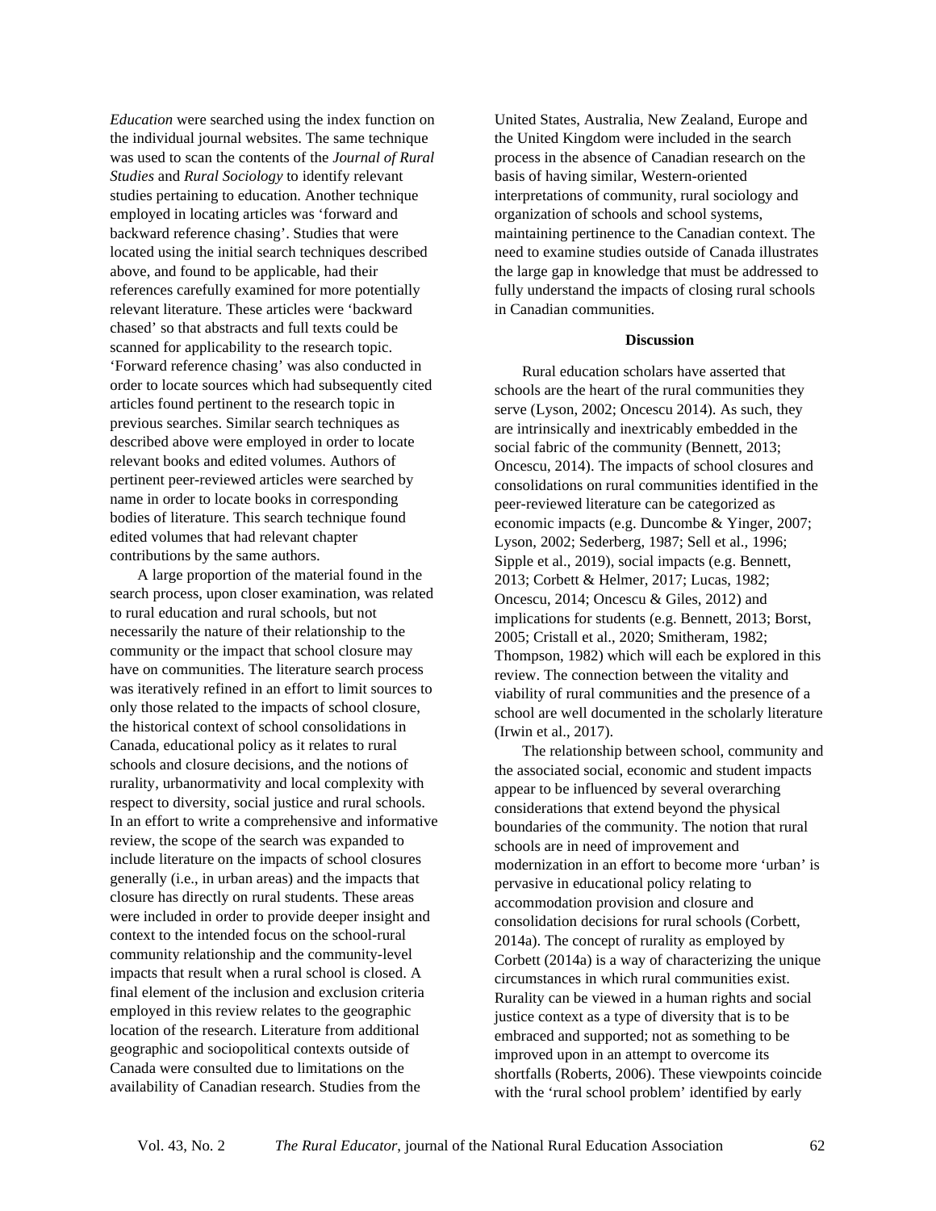*Education* were searched using the index function on the individual journal websites. The same technique was used to scan the contents of the *Journal of Rural Studies* and *Rural Sociology* to identify relevant studies pertaining to education. Another technique employed in locating articles was 'forward and backward reference chasing'. Studies that were located using the initial search techniques described above, and found to be applicable, had their references carefully examined for more potentially relevant literature. These articles were 'backward chased' so that abstracts and full texts could be scanned for applicability to the research topic. 'Forward reference chasing' was also conducted in order to locate sources which had subsequently cited articles found pertinent to the research topic in previous searches. Similar search techniques as described above were employed in order to locate relevant books and edited volumes. Authors of pertinent peer-reviewed articles were searched by name in order to locate books in corresponding bodies of literature. This search technique found edited volumes that had relevant chapter contributions by the same authors.

A large proportion of the material found in the search process, upon closer examination, was related to rural education and rural schools, but not necessarily the nature of their relationship to the community or the impact that school closure may have on communities. The literature search process was iteratively refined in an effort to limit sources to only those related to the impacts of school closure, the historical context of school consolidations in Canada, educational policy as it relates to rural schools and closure decisions, and the notions of rurality, urbanormativity and local complexity with respect to diversity, social justice and rural schools. In an effort to write a comprehensive and informative review, the scope of the search was expanded to include literature on the impacts of school closures generally (i.e., in urban areas) and the impacts that closure has directly on rural students. These areas were included in order to provide deeper insight and context to the intended focus on the school-rural community relationship and the community-level impacts that result when a rural school is closed. A final element of the inclusion and exclusion criteria employed in this review relates to the geographic location of the research. Literature from additional geographic and sociopolitical contexts outside of Canada were consulted due to limitations on the availability of Canadian research. Studies from the United States, Australia, New Zealand, Europe and the United Kingdom were included in the search process in the absence of Canadian research on the basis of having similar, Western-oriented interpretations of community, rural sociology and organization of schools and school systems, maintaining pertinence to the Canadian context. The need to examine studies outside of Canada illustrates the large gap in knowledge that must be addressed to fully understand the impacts of closing rural schools in Canadian communities.

## Discussion

Rural education scholars have asserted that schools are the heart of the rural communities they serve (Lyson, 2002; Oncescu 2014). As such, they are intrinsically and inextricably embedded in the social fabric of the community (Bennett, 2013; Oncescu, 2014). The impacts of school closures and consolidations on rural communities identified in the peer-reviewed literature can be categorized as economic impacts (e.g. Duncombe & Yinger, 2007; Lyson, 2002; Sederberg, 1987; Sell et al., 1996; Sipple et al., 2019), social impacts (e.g. Bennett, 2013; Corbett & Helmer, 2017; Lucas, 1982; Oncescu, 2014; Oncescu & Giles, 2012) and implications for students (e.g. Bennett, 2013; Borst, 2005; Cristall et al., 2020; Smitheram, 1982; Thompson, 1982) which will each be explored in this review. The connection between the vitality and viability of rural communities and the presence of a school are well documented in the scholarly literature (Irwin et al., 2017).

The relationship between school, community and the associated social, economic and student impacts appear to be influenced by several overarching considerations that extend beyond the physical boundaries of the community. The notion that rural schools are in need of improvement and modernization in an effort to become more 'urban' is pervasive in educational policy relating to accommodation provision and closure and consolidation decisions for rural schools (Corbett, 2014a). The concept of rurality as employed by Corbett (2014a) is a way of characterizing the unique circumstances in which rural communities exist. Rurality can be viewed in a human rights and social justice context as a type of diversity that is to be embraced and supported; not as something to be improved upon in an attempt to overcome its shortfalls (Roberts, 2006). These viewpoints coincide with the 'rural school problem' identified by early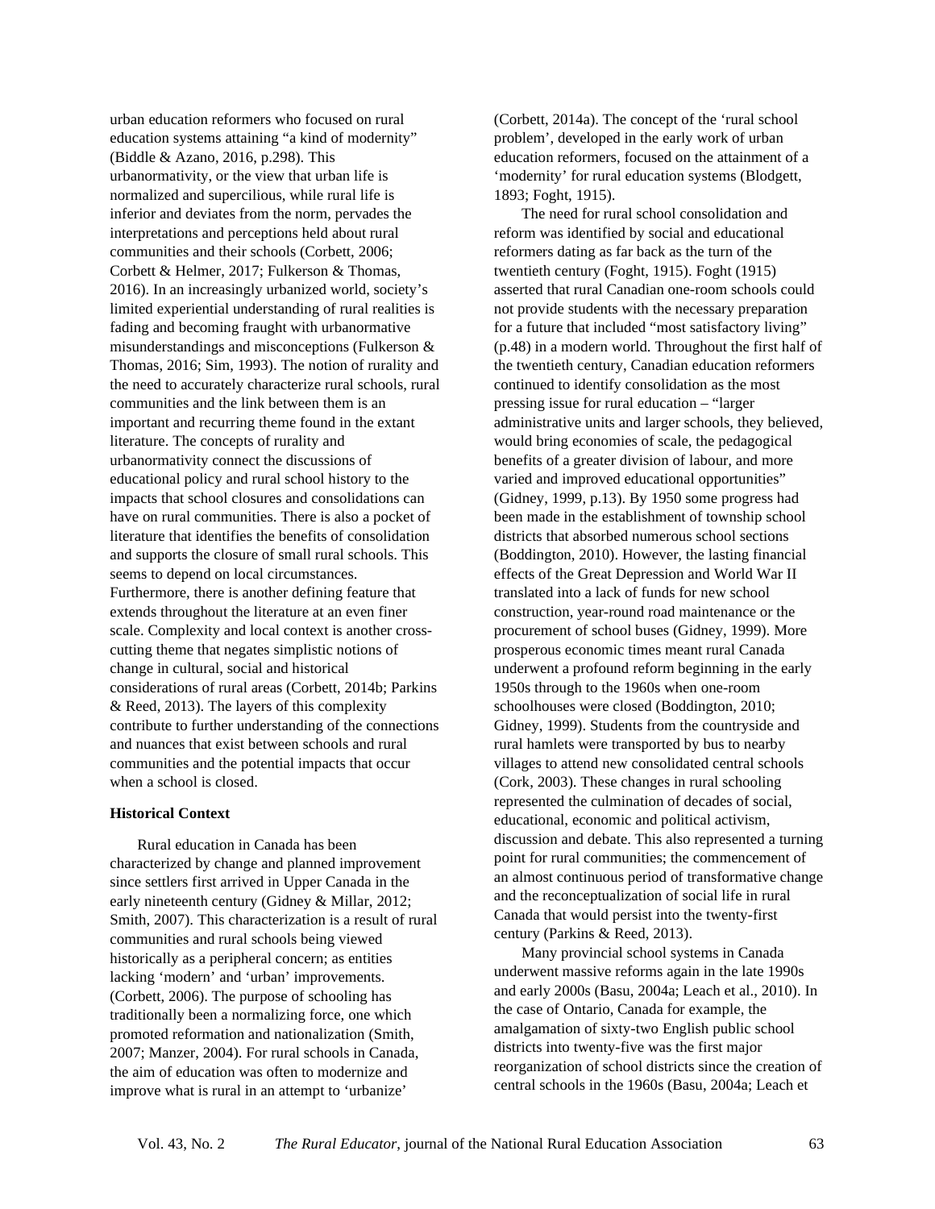urban education reformers who focused on rural education systems attaining "a kind of modernity" (Biddle & Azano, 2016, p.298). This urbanormativity, or the view that urban life is normalized and supercilious, while rural life is inferior and deviates from the norm, pervades the interpretations and perceptions held about rural communities and their schools (Corbett, 2006; Corbett & Helmer, 2017; Fulkerson & Thomas, 2016). In an increasingly urbanized world, society's limited experiential understanding of rural realities is fading and becoming fraught with urbanormative misunderstandings and misconceptions (Fulkerson & Thomas, 2016; Sim, 1993). The notion of rurality and the need to accurately characterize rural schools, rural communities and the link between them is an important and recurring theme found in the extant literature. The concepts of rurality and urbanormativity connect the discussions of educational policy and rural school history to the impacts that school closures and consolidations can have on rural communities. There is also a pocket of literature that identifies the benefits of consolidation and supports the closure of small rural schools. This seems to depend on local circumstances. Furthermore, there is another defining feature that extends throughout the literature at an even finer scale. Complexity and local context is another cross-cutting theme that negates simplistic notions of change in cultural, social and historical considerations of rural areas (Corbett, 2014b; Parkins & Reed, 2013). The layers of this complexity contribute to further understanding of the connections and nuances that exist between schools and rural communities and the potential impacts that occur when a school is closed.

**Historical Context**

Rural education in Canada has been characterized by change and planned improvement since settlers first arrived in Upper Canada in the early nineteenth century (Gidney & Millar, 2012; Smith, 2007). This characterization is a result of rural communities and rural schools being viewed historically as a peripheral concern; as entities lacking 'modern' and 'urban' improvements. (Corbett, 2006). The purpose of schooling has traditionally been a normalizing force, one which promoted reformation and nationalization (Smith, 2007; Manzer, 2004). For rural schools in Canada, the aim of education was often to modernize and improve what is rural in an attempt to 'urbanize' (Corbett, 2014a). The concept of the 'rural school problem', developed in the early work of urban education reformers, focused on the attainment of a 'modernity' for rural education systems (Blodgett, 1893; Foght, 1915).

The need for rural school consolidation and reform was identified by social and educational reformers dating as far back as the turn of the twentieth century (Foght, 1915). Foght (1915) asserted that rural Canadian one-room schools could not provide students with the necessary preparation for a future that included "most satisfactory living" (p.48) in a modern world. Throughout the first half of the twentieth century, Canadian education reformers continued to identify consolidation as the most pressing issue for rural education – "larger administrative units and larger schools, they believed, would bring economies of scale, the pedagogical benefits of a greater division of labour, and more varied and improved educational opportunities" (Gidney, 1999, p.13). By 1950 some progress had been made in the establishment of township school districts that absorbed numerous school sections (Boddington, 2010). However, the lasting financial effects of the Great Depression and World War II translated into a lack of funds for new school construction, year-round road maintenance or the procurement of school buses (Gidney, 1999). More prosperous economic times meant rural Canada underwent a profound reform beginning in the early 1950s through to the 1960s when one-room schoolhouses were closed (Boddington, 2010; Gidney, 1999). Students from the countryside and rural hamlets were transported by bus to nearby villages to attend new consolidated central schools (Cork, 2003). These changes in rural schooling represented the culmination of decades of social, educational, economic and political activism, discussion and debate. This also represented a turning point for rural communities; the commencement of an almost continuous period of transformative change and the reconceptualization of social life in rural Canada that would persist into the twenty-first century (Parkins & Reed, 2013).

Many provincial school systems in Canada underwent massive reforms again in the late 1990s and early 2000s (Basu, 2004a; Leach et al., 2010). In the case of Ontario, Canada for example, the amalgamation of sixty-two English public school districts into twenty-five was the first major reorganization of school districts since the creation of central schools in the 1960s (Basu, 2004a; Leach et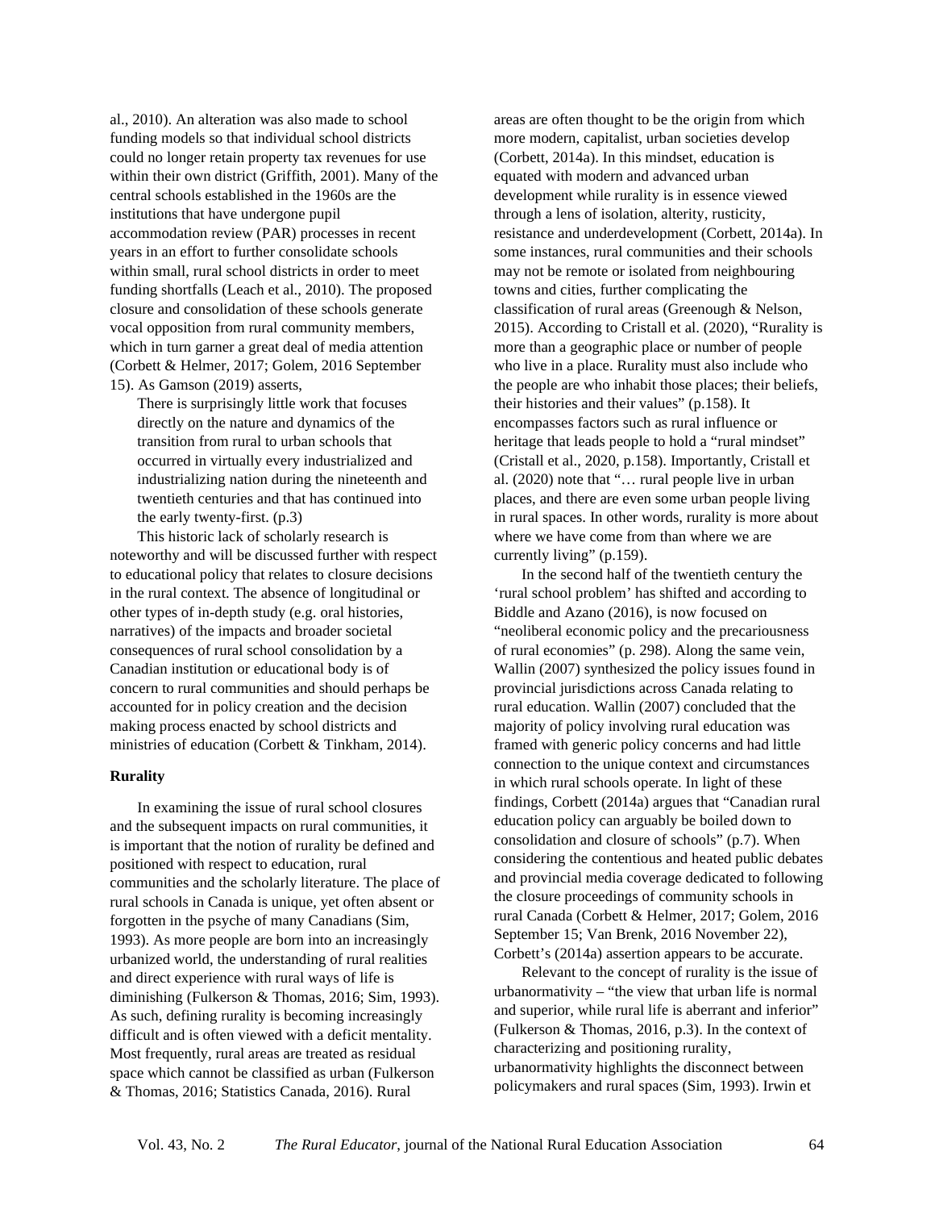al., 2010). An alteration was also made to school funding models so that individual school districts could no longer retain property tax revenues for use within their own district (Griffith, 2001). Many of the central schools established in the 1960s are the institutions that have undergone pupil accommodation review (PAR) processes in recent years in an effort to further consolidate schools within small, rural school districts in order to meet funding shortfalls (Leach et al., 2010). The proposed closure and consolidation of these schools generate vocal opposition from rural community members, which in turn garner a great deal of media attention (Corbett & Helmer, 2017; Golem, 2016 September 15). As Gamson (2019) asserts,

> There is surprisingly little work that focuses directly on the nature and dynamics of the transition from rural to urban schools that occurred in virtually every industrialized and industrializing nation during the nineteenth and twentieth centuries and that has continued into the early twenty-first. (p.3)

This historic lack of scholarly research is noteworthy and will be discussed further with respect to educational policy that relates to closure decisions in the rural context. The absence of longitudinal or other types of in-depth study (e.g. oral histories, narratives) of the impacts and broader societal consequences of rural school consolidation by a Canadian institution or educational body is of concern to rural communities and should perhaps be accounted for in policy creation and the decision making process enacted by school districts and ministries of education (Corbett & Tinkham, 2014).

**Rurality**

In examining the issue of rural school closures and the subsequent impacts on rural communities, it is important that the notion of rurality be defined and positioned with respect to education, rural communities and the scholarly literature. The place of rural schools in Canada is unique, yet often absent or forgotten in the psyche of many Canadians (Sim, 1993). As more people are born into an increasingly urbanized world, the understanding of rural realities and direct experience with rural ways of life is diminishing (Fulkerson & Thomas, 2016; Sim, 1993). As such, defining rurality is becoming increasingly difficult and is often viewed with a deficit mentality. Most frequently, rural areas are treated as residual space which cannot be classified as urban (Fulkerson & Thomas, 2016; Statistics Canada, 2016). Rural areas are often thought to be the origin from which more modern, capitalist, urban societies develop (Corbett, 2014a). In this mindset, education is equated with modern and advanced urban development while rurality is in essence viewed through a lens of isolation, alterity, rusticity, resistance and underdevelopment (Corbett, 2014a). In some instances, rural communities and their schools may not be remote or isolated from neighbouring towns and cities, further complicating the classification of rural areas (Greenough & Nelson, 2015). According to Cristall et al. (2020), "Rurality is more than a geographic place or number of people who live in a place. Rurality must also include who the people are who inhabit those places; their beliefs, their histories and their values" (p.158). It encompasses factors such as rural influence or heritage that leads people to hold a "rural mindset" (Cristall et al., 2020, p.158). Importantly, Cristall et al. (2020) note that "… rural people live in urban places, and there are even some urban people living in rural spaces. In other words, rurality is more about where we have come from than where we are currently living" (p.159).

In the second half of the twentieth century the 'rural school problem' has shifted and according to Biddle and Azano (2016), is now focused on "neoliberal economic policy and the precariousness of rural economies" (p. 298). Along the same vein, Wallin (2007) synthesized the policy issues found in provincial jurisdictions across Canada relating to rural education. Wallin (2007) concluded that the majority of policy involving rural education was framed with generic policy concerns and had little connection to the unique context and circumstances in which rural schools operate. In light of these findings, Corbett (2014a) argues that "Canadian rural education policy can arguably be boiled down to consolidation and closure of schools" (p.7). When considering the contentious and heated public debates and provincial media coverage dedicated to following the closure proceedings of community schools in rural Canada (Corbett & Helmer, 2017; Golem, 2016 September 15; Van Brenk, 2016 November 22), Corbett's (2014a) assertion appears to be accurate.

Relevant to the concept of rurality is the issue of urbanormativity – "the view that urban life is normal and superior, while rural life is aberrant and inferior" (Fulkerson & Thomas, 2016, p.3). In the context of characterizing and positioning rurality, urbanormativity highlights the disconnect between policymakers and rural spaces (Sim, 1993). Irwin et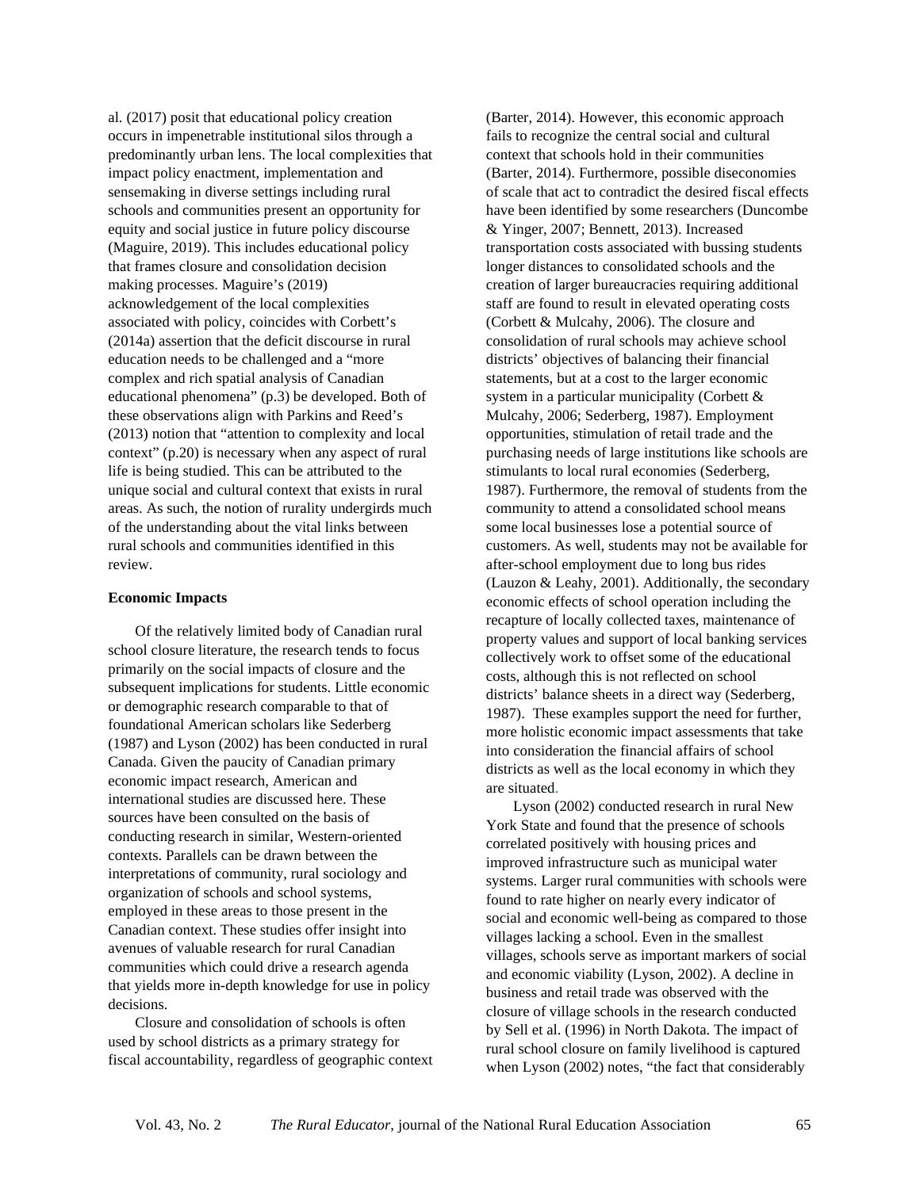al. (2017) posit that educational policy creation occurs in impenetrable institutional silos through a predominantly urban lens. The local complexities that impact policy enactment, implementation and sensemaking in diverse settings including rural schools and communities present an opportunity for equity and social justice in future policy discourse (Maguire, 2019). This includes educational policy that frames closure and consolidation decision making processes. Maguire's (2019) acknowledgement of the local complexities associated with policy, coincides with Corbett's (2014a) assertion that the deficit discourse in rural education needs to be challenged and a "more complex and rich spatial analysis of Canadian educational phenomena" (p.3) be developed. Both of these observations align with Parkins and Reed's (2013) notion that "attention to complexity and local context" (p.20) is necessary when any aspect of rural life is being studied. This can be attributed to the unique social and cultural context that exists in rural areas. As such, the notion of rurality undergirds much of the understanding about the vital links between rural schools and communities identified in this review.

**Economic Impacts**

Of the relatively limited body of Canadian rural school closure literature, the research tends to focus primarily on the social impacts of closure and the subsequent implications for students. Little economic or demographic research comparable to that of foundational American scholars like Sederberg (1987) and Lyson (2002) has been conducted in rural Canada. Given the paucity of Canadian primary economic impact research, American and international studies are discussed here. These sources have been consulted on the basis of conducting research in similar, Western-oriented contexts. Parallels can be drawn between the interpretations of community, rural sociology and organization of schools and school systems, employed in these areas to those present in the Canadian context. These studies offer insight into avenues of valuable research for rural Canadian communities which could drive a research agenda that yields more in-depth knowledge for use in policy decisions.

Closure and consolidation of schools is often used by school districts as a primary strategy for fiscal accountability, regardless of geographic context (Barter, 2014). However, this economic approach fails to recognize the central social and cultural context that schools hold in their communities (Barter, 2014). Furthermore, possible diseconomies of scale that act to contradict the desired fiscal effects have been identified by some researchers (Duncombe & Yinger, 2007; Bennett, 2013). Increased transportation costs associated with bussing students longer distances to consolidated schools and the creation of larger bureaucracies requiring additional staff are found to result in elevated operating costs (Corbett & Mulcahy, 2006). The closure and consolidation of rural schools may achieve school districts' objectives of balancing their financial statements, but at a cost to the larger economic system in a particular municipality (Corbett & Mulcahy, 2006; Sederberg, 1987). Employment opportunities, stimulation of retail trade and the purchasing needs of large institutions like schools are stimulants to local rural economies (Sederberg, 1987). Furthermore, the removal of students from the community to attend a consolidated school means some local businesses lose a potential source of customers. As well, students may not be available for after-school employment due to long bus rides (Lauzon & Leahy, 2001). Additionally, the secondary economic effects of school operation including the recapture of locally collected taxes, maintenance of property values and support of local banking services collectively work to offset some of the educational costs, although this is not reflected on school districts' balance sheets in a direct way (Sederberg, 1987). These examples support the need for further, more holistic economic impact assessments that take into consideration the financial affairs of school districts as well as the local economy in which they are situated.

Lyson (2002) conducted research in rural New York State and found that the presence of schools correlated positively with housing prices and improved infrastructure such as municipal water systems. Larger rural communities with schools were found to rate higher on nearly every indicator of social and economic well-being as compared to those villages lacking a school. Even in the smallest villages, schools serve as important markers of social and economic viability (Lyson, 2002). A decline in business and retail trade was observed with the closure of village schools in the research conducted by Sell et al. (1996) in North Dakota. The impact of rural school closure on family livelihood is captured when Lyson (2002) notes, "the fact that considerably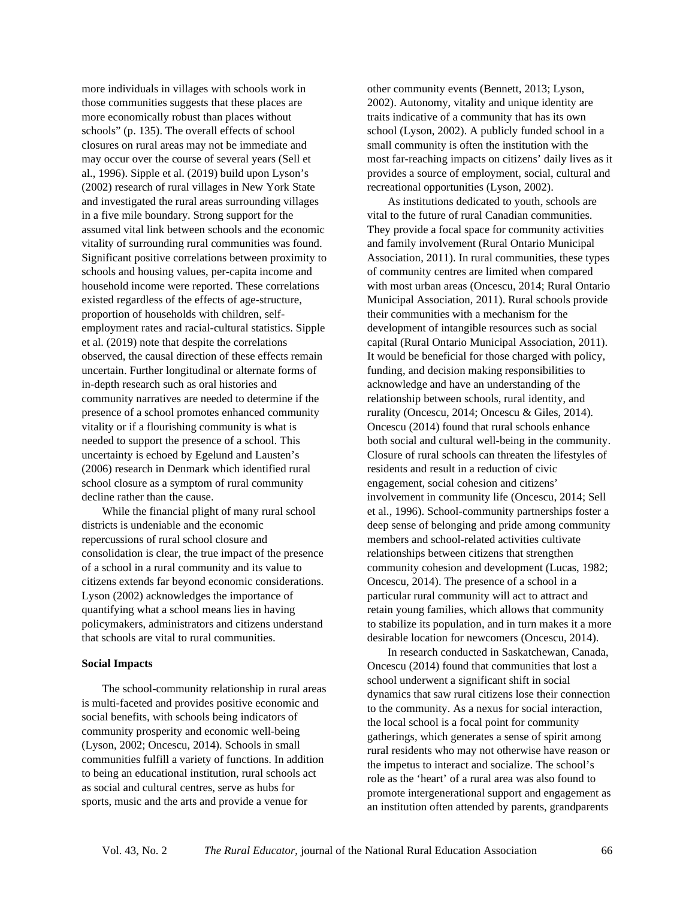more individuals in villages with schools work in those communities suggests that these places are more economically robust than places without schools" (p. 135). The overall effects of school closures on rural areas may not be immediate and may occur over the course of several years (Sell et al., 1996). Sipple et al. (2019) build upon Lyson's (2002) research of rural villages in New York State and investigated the rural areas surrounding villages in a five mile boundary. Strong support for the assumed vital link between schools and the economic vitality of surrounding rural communities was found. Significant positive correlations between proximity to schools and housing values, per-capita income and household income were reported. These correlations existed regardless of the effects of age-structure, proportion of households with children, self-employment rates and racial-cultural statistics. Sipple et al. (2019) note that despite the correlations observed, the causal direction of these effects remain uncertain. Further longitudinal or alternate forms of in-depth research such as oral histories and community narratives are needed to determine if the presence of a school promotes enhanced community vitality or if a flourishing community is what is needed to support the presence of a school. This uncertainty is echoed by Egelund and Lausten's (2006) research in Denmark which identified rural school closure as a symptom of rural community decline rather than the cause.

While the financial plight of many rural school districts is undeniable and the economic repercussions of rural school closure and consolidation is clear, the true impact of the presence of a school in a rural community and its value to citizens extends far beyond economic considerations. Lyson (2002) acknowledges the importance of quantifying what a school means lies in having policymakers, administrators and citizens understand that schools are vital to rural communities.

### Social Impacts

The school-community relationship in rural areas is multi-faceted and provides positive economic and social benefits, with schools being indicators of community prosperity and economic well-being (Lyson, 2002; Oncescu, 2014). Schools in small communities fulfill a variety of functions. In addition to being an educational institution, rural schools act as social and cultural centres, serve as hubs for sports, music and the arts and provide a venue for other community events (Bennett, 2013; Lyson, 2002). Autonomy, vitality and unique identity are traits indicative of a community that has its own school (Lyson, 2002). A publicly funded school in a small community is often the institution with the most far-reaching impacts on citizens' daily lives as it provides a source of employment, social, cultural and recreational opportunities (Lyson, 2002).

As institutions dedicated to youth, schools are vital to the future of rural Canadian communities. They provide a focal space for community activities and family involvement (Rural Ontario Municipal Association, 2011). In rural communities, these types of community centres are limited when compared with most urban areas (Oncescu, 2014; Rural Ontario Municipal Association, 2011). Rural schools provide their communities with a mechanism for the development of intangible resources such as social capital (Rural Ontario Municipal Association, 2011). It would be beneficial for those charged with policy, funding, and decision making responsibilities to acknowledge and have an understanding of the relationship between schools, rural identity, and rurality (Oncescu, 2014; Oncescu & Giles, 2014). Oncescu (2014) found that rural schools enhance both social and cultural well-being in the community. Closure of rural schools can threaten the lifestyles of residents and result in a reduction of civic engagement, social cohesion and citizens' involvement in community life (Oncescu, 2014; Sell et al., 1996). School-community partnerships foster a deep sense of belonging and pride among community members and school-related activities cultivate relationships between citizens that strengthen community cohesion and development (Lucas, 1982; Oncescu, 2014). The presence of a school in a particular rural community will act to attract and retain young families, which allows that community to stabilize its population, and in turn makes it a more desirable location for newcomers (Oncescu, 2014).

In research conducted in Saskatchewan, Canada, Oncescu (2014) found that communities that lost a school underwent a significant shift in social dynamics that saw rural citizens lose their connection to the community. As a nexus for social interaction, the local school is a focal point for community gatherings, which generates a sense of spirit among rural residents who may not otherwise have reason or the impetus to interact and socialize. The school's role as the 'heart' of a rural area was also found to promote intergenerational support and engagement as an institution often attended by parents, grandparents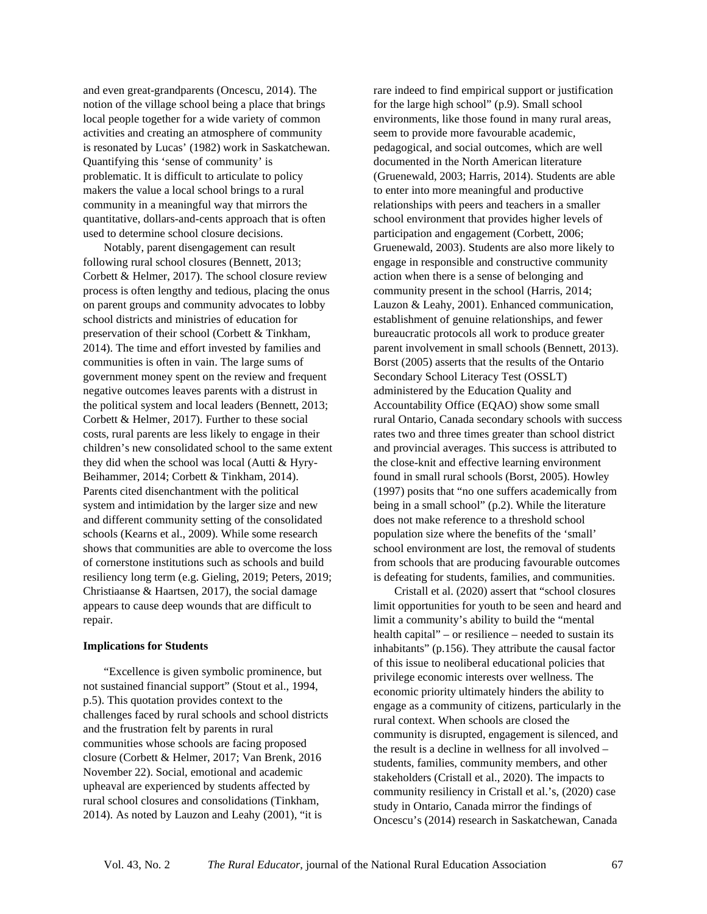and even great-grandparents (Oncescu, 2014). The notion of the village school being a place that brings local people together for a wide variety of common activities and creating an atmosphere of community is resonated by Lucas' (1982) work in Saskatchewan. Quantifying this 'sense of community' is problematic. It is difficult to articulate to policy makers the value a local school brings to a rural community in a meaningful way that mirrors the quantitative, dollars-and-cents approach that is often used to determine school closure decisions.

Notably, parent disengagement can result following rural school closures (Bennett, 2013; Corbett & Helmer, 2017). The school closure review process is often lengthy and tedious, placing the onus on parent groups and community advocates to lobby school districts and ministries of education for preservation of their school (Corbett & Tinkham, 2014). The time and effort invested by families and communities is often in vain. The large sums of government money spent on the review and frequent negative outcomes leaves parents with a distrust in the political system and local leaders (Bennett, 2013; Corbett & Helmer, 2017). Further to these social costs, rural parents are less likely to engage in their children's new consolidated school to the same extent they did when the school was local (Autti & Hyry-Beihammer, 2014; Corbett & Tinkham, 2014). Parents cited disenchantment with the political system and intimidation by the larger size and new and different community setting of the consolidated schools (Kearns et al., 2009). While some research shows that communities are able to overcome the loss of cornerstone institutions such as schools and build resiliency long term (e.g. Gieling, 2019; Peters, 2019; Christiaanse & Haartsen, 2017), the social damage appears to cause deep wounds that are difficult to repair.

**Implications for Students**

"Excellence is given symbolic prominence, but not sustained financial support" (Stout et al., 1994, p.5). This quotation provides context to the challenges faced by rural schools and school districts and the frustration felt by parents in rural communities whose schools are facing proposed closure (Corbett & Helmer, 2017; Van Brenk, 2016 November 22). Social, emotional and academic upheaval are experienced by students affected by rural school closures and consolidations (Tinkham, 2014). As noted by Lauzon and Leahy (2001), "it is rare indeed to find empirical support or justification for the large high school" (p.9). Small school environments, like those found in many rural areas, seem to provide more favourable academic, pedagogical, and social outcomes, which are well documented in the North American literature (Gruenewald, 2003; Harris, 2014). Students are able to enter into more meaningful and productive relationships with peers and teachers in a smaller school environment that provides higher levels of participation and engagement (Corbett, 2006; Gruenewald, 2003). Students are also more likely to engage in responsible and constructive community action when there is a sense of belonging and community present in the school (Harris, 2014; Lauzon & Leahy, 2001). Enhanced communication, establishment of genuine relationships, and fewer bureaucratic protocols all work to produce greater parent involvement in small schools (Bennett, 2013). Borst (2005) asserts that the results of the Ontario Secondary School Literacy Test (OSSLT) administered by the Education Quality and Accountability Office (EQAO) show some small rural Ontario, Canada secondary schools with success rates two and three times greater than school district and provincial averages. This success is attributed to the close-knit and effective learning environment found in small rural schools (Borst, 2005). Howley (1997) posits that "no one suffers academically from being in a small school" (p.2). While the literature does not make reference to a threshold school population size where the benefits of the 'small' school environment are lost, the removal of students from schools that are producing favourable outcomes is defeating for students, families, and communities.

Cristall et al. (2020) assert that "school closures limit opportunities for youth to be seen and heard and limit a community's ability to build the "mental health capital" – or resilience – needed to sustain its inhabitants" (p.156). They attribute the causal factor of this issue to neoliberal educational policies that privilege economic interests over wellness. The economic priority ultimately hinders the ability to engage as a community of citizens, particularly in the rural context. When schools are closed the community is disrupted, engagement is silenced, and the result is a decline in wellness for all involved – students, families, community members, and other stakeholders (Cristall et al., 2020). The impacts to community resiliency in Cristall et al.'s, (2020) case study in Ontario, Canada mirror the findings of Oncescu's (2014) research in Saskatchewan, Canada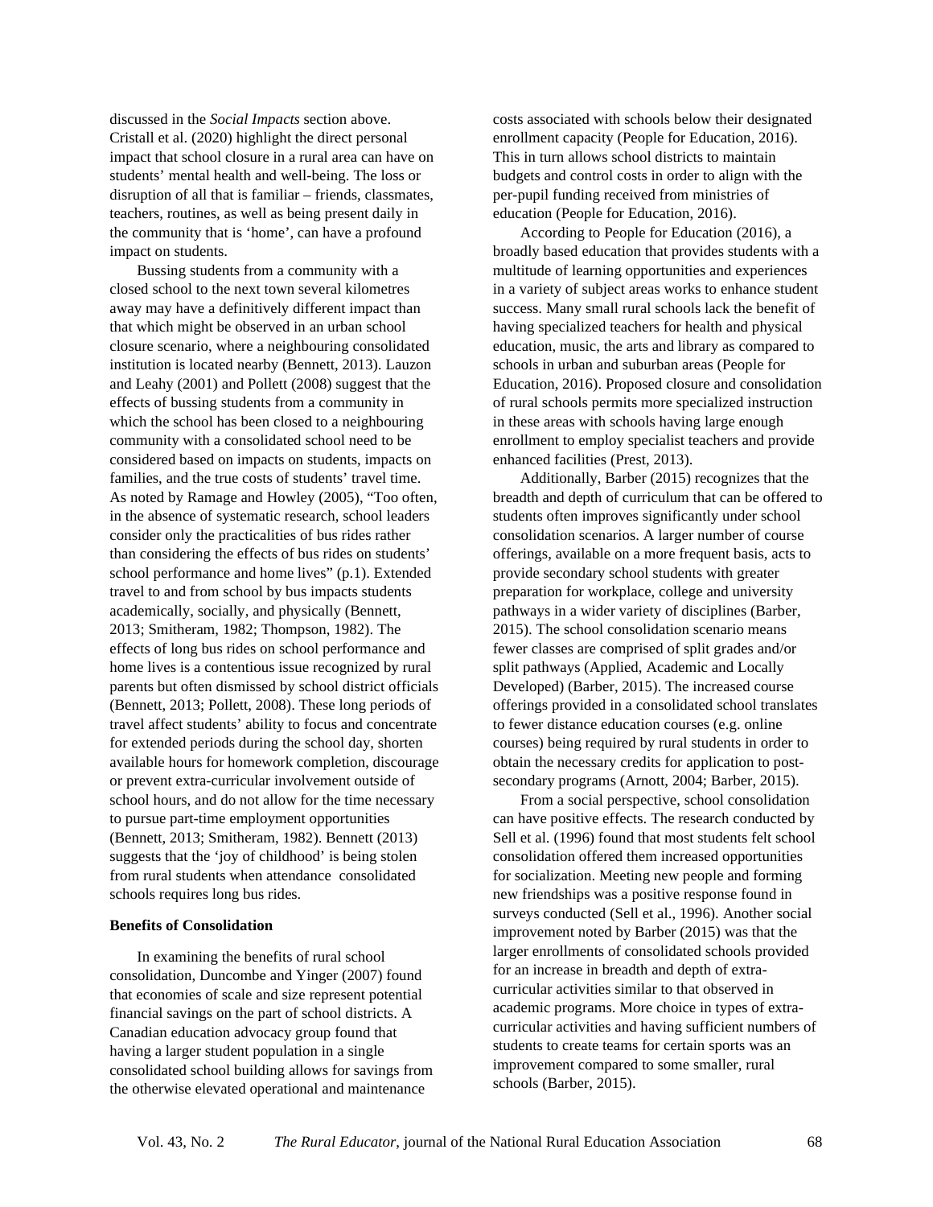discussed in the *Social Impacts* section above. Cristall et al. (2020) highlight the direct personal impact that school closure in a rural area can have on students' mental health and well-being. The loss or disruption of all that is familiar – friends, classmates, teachers, routines, as well as being present daily in the community that is 'home', can have a profound impact on students.

Bussing students from a community with a closed school to the next town several kilometres away may have a definitively different impact than that which might be observed in an urban school closure scenario, where a neighbouring consolidated institution is located nearby (Bennett, 2013). Lauzon and Leahy (2001) and Pollett (2008) suggest that the effects of bussing students from a community in which the school has been closed to a neighbouring community with a consolidated school need to be considered based on impacts on students, impacts on families, and the true costs of students' travel time. As noted by Ramage and Howley (2005), "Too often, in the absence of systematic research, school leaders consider only the practicalities of bus rides rather than considering the effects of bus rides on students' school performance and home lives" (p.1). Extended travel to and from school by bus impacts students academically, socially, and physically (Bennett, 2013; Smitheram, 1982; Thompson, 1982). The effects of long bus rides on school performance and home lives is a contentious issue recognized by rural parents but often dismissed by school district officials (Bennett, 2013; Pollett, 2008). These long periods of travel affect students' ability to focus and concentrate for extended periods during the school day, shorten available hours for homework completion, discourage or prevent extra-curricular involvement outside of school hours, and do not allow for the time necessary to pursue part-time employment opportunities (Bennett, 2013; Smitheram, 1982). Bennett (2013) suggests that the 'joy of childhood' is being stolen from rural students when attendance consolidated schools requires long bus rides.

**Benefits of Consolidation**

In examining the benefits of rural school consolidation, Duncombe and Yinger (2007) found that economies of scale and size represent potential financial savings on the part of school districts. A Canadian education advocacy group found that having a larger student population in a single consolidated school building allows for savings from the otherwise elevated operational and maintenance costs associated with schools below their designated enrollment capacity (People for Education, 2016). This in turn allows school districts to maintain budgets and control costs in order to align with the per-pupil funding received from ministries of education (People for Education, 2016).

According to People for Education (2016), a broadly based education that provides students with a multitude of learning opportunities and experiences in a variety of subject areas works to enhance student success. Many small rural schools lack the benefit of having specialized teachers for health and physical education, music, the arts and library as compared to schools in urban and suburban areas (People for Education, 2016). Proposed closure and consolidation of rural schools permits more specialized instruction in these areas with schools having large enough enrollment to employ specialist teachers and provide enhanced facilities (Prest, 2013).

Additionally, Barber (2015) recognizes that the breadth and depth of curriculum that can be offered to students often improves significantly under school consolidation scenarios. A larger number of course offerings, available on a more frequent basis, acts to provide secondary school students with greater preparation for workplace, college and university pathways in a wider variety of disciplines (Barber, 2015). The school consolidation scenario means fewer classes are comprised of split grades and/or split pathways (Applied, Academic and Locally Developed) (Barber, 2015). The increased course offerings provided in a consolidated school translates to fewer distance education courses (e.g. online courses) being required by rural students in order to obtain the necessary credits for application to post-secondary programs (Arnott, 2004; Barber, 2015).

From a social perspective, school consolidation can have positive effects. The research conducted by Sell et al. (1996) found that most students felt school consolidation offered them increased opportunities for socialization. Meeting new people and forming new friendships was a positive response found in surveys conducted (Sell et al., 1996). Another social improvement noted by Barber (2015) was that the larger enrollments of consolidated schools provided for an increase in breadth and depth of extra-curricular activities similar to that observed in academic programs. More choice in types of extra-curricular activities and having sufficient numbers of students to create teams for certain sports was an improvement compared to some smaller, rural schools (Barber, 2015).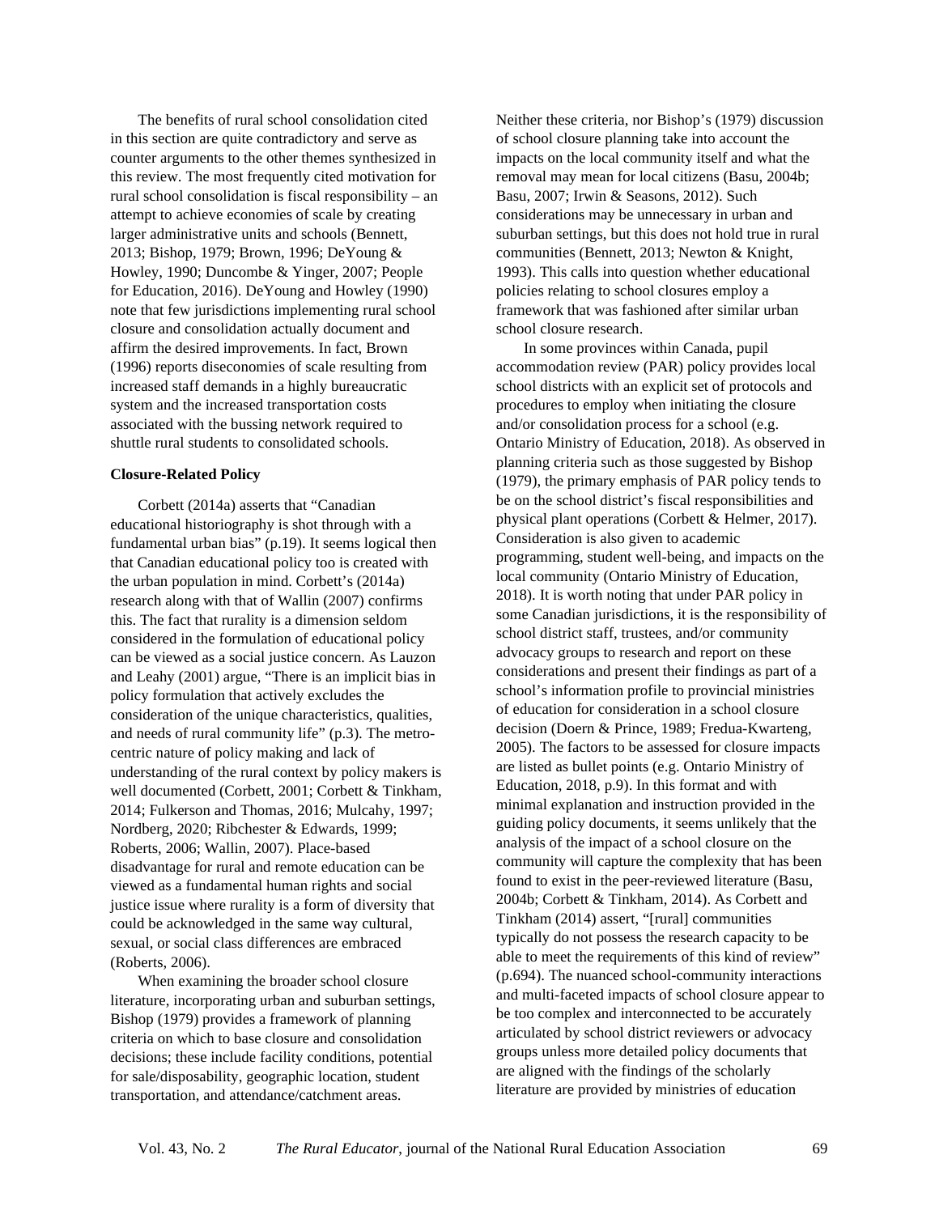The benefits of rural school consolidation cited in this section are quite contradictory and serve as counter arguments to the other themes synthesized in this review. The most frequently cited motivation for rural school consolidation is fiscal responsibility – an attempt to achieve economies of scale by creating larger administrative units and schools (Bennett, 2013; Bishop, 1979; Brown, 1996; DeYoung & Howley, 1990; Duncombe & Yinger, 2007; People for Education, 2016). DeYoung and Howley (1990) note that few jurisdictions implementing rural school closure and consolidation actually document and affirm the desired improvements. In fact, Brown (1996) reports diseconomies of scale resulting from increased staff demands in a highly bureaucratic system and the increased transportation costs associated with the bussing network required to shuttle rural students to consolidated schools.

**Closure-Related Policy**

Corbett (2014a) asserts that "Canadian educational historiography is shot through with a fundamental urban bias" (p.19). It seems logical then that Canadian educational policy too is created with the urban population in mind. Corbett's (2014a) research along with that of Wallin (2007) confirms this. The fact that rurality is a dimension seldom considered in the formulation of educational policy can be viewed as a social justice concern. As Lauzon and Leahy (2001) argue, "There is an implicit bias in policy formulation that actively excludes the consideration of the unique characteristics, qualities, and needs of rural community life" (p.3). The metro-centric nature of policy making and lack of understanding of the rural context by policy makers is well documented (Corbett, 2001; Corbett & Tinkham, 2014; Fulkerson and Thomas, 2016; Mulcahy, 1997; Nordberg, 2020; Ribchester & Edwards, 1999; Roberts, 2006; Wallin, 2007). Place-based disadvantage for rural and remote education can be viewed as a fundamental human rights and social justice issue where rurality is a form of diversity that could be acknowledged in the same way cultural, sexual, or social class differences are embraced (Roberts, 2006).

When examining the broader school closure literature, incorporating urban and suburban settings, Bishop (1979) provides a framework of planning criteria on which to base closure and consolidation decisions; these include facility conditions, potential for sale/disposability, geographic location, student transportation, and attendance/catchment areas. Neither these criteria, nor Bishop's (1979) discussion of school closure planning take into account the impacts on the local community itself and what the removal may mean for local citizens (Basu, 2004b; Basu, 2007; Irwin & Seasons, 2012). Such considerations may be unnecessary in urban and suburban settings, but this does not hold true in rural communities (Bennett, 2013; Newton & Knight, 1993). This calls into question whether educational policies relating to school closures employ a framework that was fashioned after similar urban school closure research.

In some provinces within Canada, pupil accommodation review (PAR) policy provides local school districts with an explicit set of protocols and procedures to employ when initiating the closure and/or consolidation process for a school (e.g. Ontario Ministry of Education, 2018). As observed in planning criteria such as those suggested by Bishop (1979), the primary emphasis of PAR policy tends to be on the school district's fiscal responsibilities and physical plant operations (Corbett & Helmer, 2017). Consideration is also given to academic programming, student well-being, and impacts on the local community (Ontario Ministry of Education, 2018). It is worth noting that under PAR policy in some Canadian jurisdictions, it is the responsibility of school district staff, trustees, and/or community advocacy groups to research and report on these considerations and present their findings as part of a school's information profile to provincial ministries of education for consideration in a school closure decision (Doern & Prince, 1989; Fredua-Kwarteng, 2005). The factors to be assessed for closure impacts are listed as bullet points (e.g. Ontario Ministry of Education, 2018, p.9). In this format and with minimal explanation and instruction provided in the guiding policy documents, it seems unlikely that the analysis of the impact of a school closure on the community will capture the complexity that has been found to exist in the peer-reviewed literature (Basu, 2004b; Corbett & Tinkham, 2014). As Corbett and Tinkham (2014) assert, "[rural] communities typically do not possess the research capacity to be able to meet the requirements of this kind of review" (p.694). The nuanced school-community interactions and multi-faceted impacts of school closure appear to be too complex and interconnected to be accurately articulated by school district reviewers or advocacy groups unless more detailed policy documents that are aligned with the findings of the scholarly literature are provided by ministries of education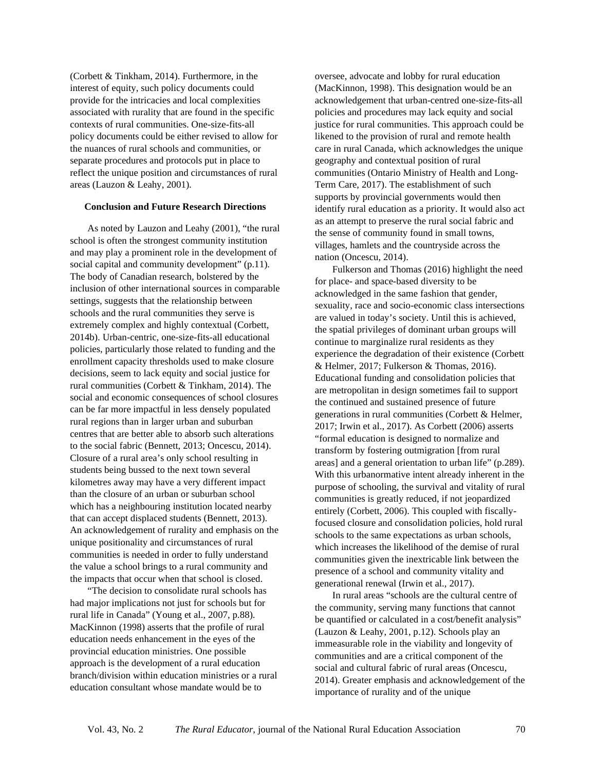(Corbett & Tinkham, 2014). Furthermore, in the interest of equity, such policy documents could provide for the intricacies and local complexities associated with rurality that are found in the specific contexts of rural communities. One-size-fits-all policy documents could be either revised to allow for the nuances of rural schools and communities, or separate procedures and protocols put in place to reflect the unique position and circumstances of rural areas (Lauzon & Leahy, 2001).

## Conclusion and Future Research Directions

As noted by Lauzon and Leahy (2001), "the rural school is often the strongest community institution and may play a prominent role in the development of social capital and community development" (p.11). The body of Canadian research, bolstered by the inclusion of other international sources in comparable settings, suggests that the relationship between schools and the rural communities they serve is extremely complex and highly contextual (Corbett, 2014b). Urban-centric, one-size-fits-all educational policies, particularly those related to funding and the enrollment capacity thresholds used to make closure decisions, seem to lack equity and social justice for rural communities (Corbett & Tinkham, 2014). The social and economic consequences of school closures can be far more impactful in less densely populated rural regions than in larger urban and suburban centres that are better able to absorb such alterations to the social fabric (Bennett, 2013; Oncescu, 2014). Closure of a rural area's only school resulting in students being bussed to the next town several kilometres away may have a very different impact than the closure of an urban or suburban school which has a neighbouring institution located nearby that can accept displaced students (Bennett, 2013). An acknowledgement of rurality and emphasis on the unique positionality and circumstances of rural communities is needed in order to fully understand the value a school brings to a rural community and the impacts that occur when that school is closed.

"The decision to consolidate rural schools has had major implications not just for schools but for rural life in Canada" (Young et al., 2007, p.88). MacKinnon (1998) asserts that the profile of rural education needs enhancement in the eyes of the provincial education ministries. One possible approach is the development of a rural education branch/division within education ministries or a rural education consultant whose mandate would be to oversee, advocate and lobby for rural education (MacKinnon, 1998). This designation would be an acknowledgement that urban-centred one-size-fits-all policies and procedures may lack equity and social justice for rural communities. This approach could be likened to the provision of rural and remote health care in rural Canada, which acknowledges the unique geography and contextual position of rural communities (Ontario Ministry of Health and Long-Term Care, 2017). The establishment of such supports by provincial governments would then identify rural education as a priority. It would also act as an attempt to preserve the rural social fabric and the sense of community found in small towns, villages, hamlets and the countryside across the nation (Oncescu, 2014).

Fulkerson and Thomas (2016) highlight the need for place- and space-based diversity to be acknowledged in the same fashion that gender, sexuality, race and socio-economic class intersections are valued in today's society. Until this is achieved, the spatial privileges of dominant urban groups will continue to marginalize rural residents as they experience the degradation of their existence (Corbett & Helmer, 2017; Fulkerson & Thomas, 2016). Educational funding and consolidation policies that are metropolitan in design sometimes fail to support the continued and sustained presence of future generations in rural communities (Corbett & Helmer, 2017; Irwin et al., 2017). As Corbett (2006) asserts "formal education is designed to normalize and transform by fostering outmigration [from rural areas] and a general orientation to urban life" (p.289). With this urbanormative intent already inherent in the purpose of schooling, the survival and vitality of rural communities is greatly reduced, if not jeopardized entirely (Corbett, 2006). This coupled with fiscally-focused closure and consolidation policies, hold rural schools to the same expectations as urban schools, which increases the likelihood of the demise of rural communities given the inextricable link between the presence of a school and community vitality and generational renewal (Irwin et al., 2017).

In rural areas "schools are the cultural centre of the community, serving many functions that cannot be quantified or calculated in a cost/benefit analysis" (Lauzon & Leahy, 2001, p.12). Schools play an immeasurable role in the viability and longevity of communities and are a critical component of the social and cultural fabric of rural areas (Oncescu, 2014). Greater emphasis and acknowledgement of the importance of rurality and of the unique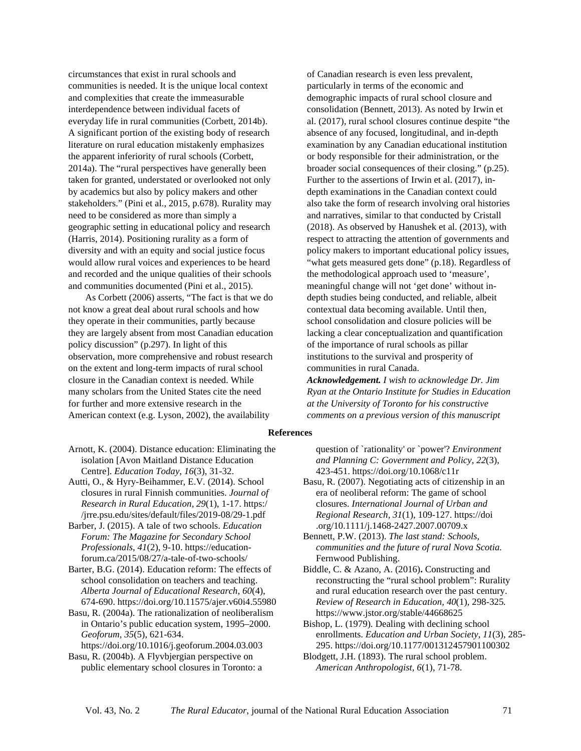circumstances that exist in rural schools and communities is needed. It is the unique local context and complexities that create the immeasurable interdependence between individual facets of everyday life in rural communities (Corbett, 2014b). A significant portion of the existing body of research literature on rural education mistakenly emphasizes the apparent inferiority of rural schools (Corbett, 2014a). The "rural perspectives have generally been taken for granted, understated or overlooked not only by academics but also by policy makers and other stakeholders." (Pini et al., 2015, p.678). Rurality may need to be considered as more than simply a geographic setting in educational policy and research (Harris, 2014). Positioning rurality as a form of diversity and with an equity and social justice focus would allow rural voices and experiences to be heard and recorded and the unique qualities of their schools and communities documented (Pini et al., 2015).

As Corbett (2006) asserts, "The fact is that we do not know a great deal about rural schools and how they operate in their communities, partly because they are largely absent from most Canadian education policy discussion" (p.297). In light of this observation, more comprehensive and robust research on the extent and long-term impacts of rural school closure in the Canadian context is needed. While many scholars from the United States cite the need for further and more extensive research in the American context (e.g. Lyson, 2002), the availability of Canadian research is even less prevalent, particularly in terms of the economic and demographic impacts of rural school closure and consolidation (Bennett, 2013). As noted by Irwin et al. (2017), rural school closures continue despite "the absence of any focused, longitudinal, and in-depth examination by any Canadian educational institution or body responsible for their administration, or the broader social consequences of their closing." (p.25). Further to the assertions of Irwin et al. (2017), in-depth examinations in the Canadian context could also take the form of research involving oral histories and narratives, similar to that conducted by Cristall (2018). As observed by Hanushek et al. (2013), with respect to attracting the attention of governments and policy makers to important educational policy issues, "what gets measured gets done" (p.18). Regardless of the methodological approach used to 'measure', meaningful change will not 'get done' without in-depth studies being conducted, and reliable, albeit contextual data becoming available. Until then, school consolidation and closure policies will be lacking a clear conceptualization and quantification of the importance of rural schools as pillar institutions to the survival and prosperity of communities in rural Canada.

***Acknowledgement.*** *I wish to acknowledge Dr. Jim Ryan at the Ontario Institute for Studies in Education at the University of Toronto for his constructive comments on a previous version of this manuscript*

## References

Arnott, K. (2004). Distance education: Eliminating the isolation [Avon Maitland Distance Education Centre]. *Education Today*, *16*(3), 31-32.

Autti, O., & Hyry-Beihammer, E.V. (2014). School closures in rural Finnish communities. *Journal of Research in Rural Education, 29*(1), 1-17. https://jrre.psu.edu/sites/default/files/2019-08/29-1.pdf

Barber, J. (2015). A tale of two schools. *Education Forum: The Magazine for Secondary School Professionals*, *41*(2), 9-10. https://education-forum.ca/2015/08/27/a-tale-of-two-schools/

Barter, B.G. (2014). Education reform: The effects of school consolidation on teachers and teaching. *Alberta Journal of Educational Research*, *60*(4), 674-690. https://doi.org/10.11575/ajer.v60i4.55980

Basu, R. (2004a). The rationalization of neoliberalism in Ontario's public education system, 1995–2000. *Geoforum, 35*(5), 621-634. https://doi.org/10.1016/j.geoforum.2004.03.003

Basu, R. (2004b). A Flyvbjergian perspective on public elementary school closures in Toronto: a question of `rationality' or `power'? *Environment and Planning C: Government and Policy, 22*(3), 423-451. https://doi.org/10.1068/c11r

Basu, R. (2007). Negotiating acts of citizenship in an era of neoliberal reform: The game of school closures. *International Journal of Urban and Regional Research, 31*(1), 109-127. https://doi.org/10.1111/j.1468-2427.2007.00709.x

Bennett, P.W. (2013). *The last stand: Schools, communities and the future of rural Nova Scotia.* Fernwood Publishing.

Biddle, C. & Azano, A. (2016)**.** Constructing and reconstructing the "rural school problem": Rurality and rural education research over the past century. *Review of Research in Education, 40*(1), 298-325*.* https://www.jstor.org/stable/44668625

Bishop, L. (1979). Dealing with declining school enrollments. *Education and Urban Society, 11*(3), 285-295. https://doi.org/10.1177/001312457901100302

Blodgett, J.H. (1893). The rural school problem. *American Anthropologist, 6*(1), 71-78.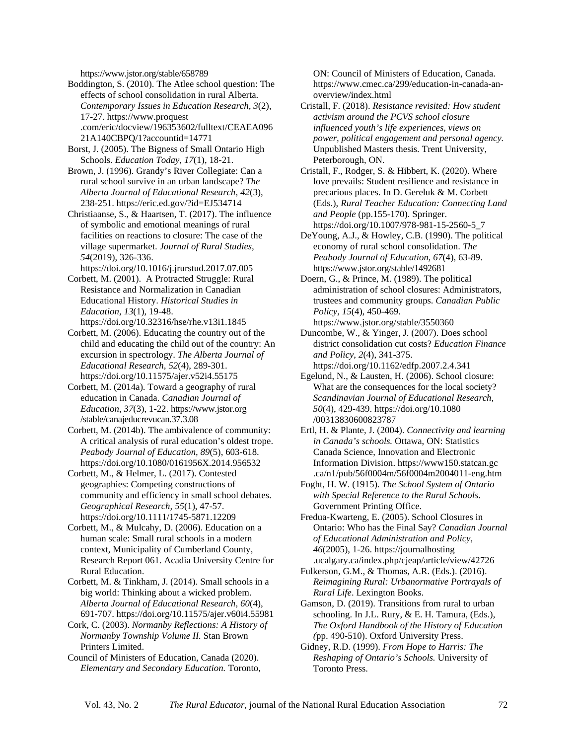https://www.jstor.org/stable/658789

Boddington, S. (2010). The Atlee school question: The effects of school consolidation in rural Alberta. *Contemporary Issues in Education Research, 3*(2), 17-27. https://www.proquest.com/eric/docview/196353602/fulltext/CEAEA09621A140CBPQ/1?accountid=14771

Borst, J. (2005). The Bigness of Small Ontario High Schools. *Education Today*, *17*(1), 18-21.

Brown, J. (1996). Grandy's River Collegiate: Can a rural school survive in an urban landscape? *The Alberta Journal of Educational Research*, *42*(3), 238-251. https://eric.ed.gov/?id=EJ534714

Christiaanse, S., & Haartsen, T. (2017). The influence of symbolic and emotional meanings of rural facilities on reactions to closure: The case of the village supermarket. *Journal of Rural Studies, 54*(2019), 326-336. https://doi.org/10.1016/j.jrurstud.2017.07.005

Corbett, M. (2001). A Protracted Struggle: Rural Resistance and Normalization in Canadian Educational History. *Historical Studies in Education*, *13*(1), 19-48. https://doi.org/10.32316/hse/rhe.v13i1.1845

Corbett, M. (2006). Educating the country out of the child and educating the child out of the country: An excursion in spectrology. *The Alberta Journal of Educational Research*, *52*(4), 289-301. https://doi.org/10.11575/ajer.v52i4.55175

Corbett, M. (2014a). Toward a geography of rural education in Canada. *Canadian Journal of Education*, *37*(3), 1-22. https://www.jstor.org/stable/canajeducrevucan.37.3.08

Corbett, M. (2014b). The ambivalence of community: A critical analysis of rural education's oldest trope. *Peabody Journal of Education, 89*(5), 603-618. https://doi.org/10.1080/0161956X.2014.956532

Corbett, M., & Helmer, L. (2017). Contested geographies: Competing constructions of community and efficiency in small school debates. *Geographical Research*, *55*(1), 47-57. https://doi.org/10.1111/1745-5871.12209

Corbett, M., & Mulcahy, D. (2006). Education on a human scale: Small rural schools in a modern context, Municipality of Cumberland County, Research Report 061. Acadia University Centre for Rural Education.

Corbett, M. & Tinkham, J. (2014). Small schools in a big world: Thinking about a wicked problem. *Alberta Journal of Educational Research, 60*(4), 691-707. https://doi.org/10.11575/ajer.v60i4.55981

Cork, C. (2003). *Normanby Reflections: A History of Normanby Township Volume II.* Stan Brown Printers Limited.

Council of Ministers of Education, Canada (2020). *Elementary and Secondary Education.* Toronto, ON: Council of Ministers of Education, Canada. https://www.cmec.ca/299/education-in-canada-an-overview/index.html

Cristall, F. (2018). *Resistance revisited: How student activism around the PCVS school closure influenced youth's life experiences, views on power, political engagement and personal agency.* Unpublished Masters thesis. Trent University, Peterborough, ON.

Cristall, F., Rodger, S. & Hibbert, K. (2020). Where love prevails: Student resilience and resistance in precarious places. In D. Gereluk & M. Corbett (Eds.), *Rural Teacher Education: Connecting Land and People* (pp.155-170). Springer. https://doi.org/10.1007/978-981-15-2560-5_7

DeYoung, A.J., & Howley, C.B. (1990). The political economy of rural school consolidation. *The Peabody Journal of Education, 67*(4), 63-89. https://www.jstor.org/stable/1492681

Doern, G., & Prince, M. (1989). The political administration of school closures: Administrators, trustees and community groups. *Canadian Public Policy, 15*(4), 450-469. https://www.jstor.org/stable/3550360

Duncombe, W., & Yinger, J. (2007). Does school district consolidation cut costs? *Education Finance and Policy, 2*(4), 341-375. https://doi.org/10.1162/edfp.2007.2.4.341

Egelund, N., & Lausten, H. (2006). School closure: What are the consequences for the local society? *Scandinavian Journal of Educational Research, 50*(4), 429-439. https://doi.org/10.1080/00313830600823787

Ertl, H. & Plante, J. (2004). *Connectivity and learning in Canada's schools.* Ottawa, ON: Statistics Canada Science, Innovation and Electronic Information Division. https://www150.statcan.gc.ca/n1/pub/56f0004m/56f0004m2004011-eng.htm

Foght, H. W. (1915). *The School System of Ontario with Special Reference to the Rural Schools.* Government Printing Office*.*

Fredua-Kwarteng, E. (2005). School Closures in Ontario: Who has the Final Say? *Canadian Journal of Educational Administration and Policy, 46*(2005), 1-26. https://journalhosting.ucalgary.ca/index.php/cjeap/article/view/42726

Fulkerson, G.M., & Thomas, A.R. (Eds.). (2016). *Reimagining Rural: Urbanormative Portrayals of Rural Life*. Lexington Books.

Gamson, D. (2019). Transitions from rural to urban schooling. In J.L. Rury, & E. H. Tamura, (Eds.), *The Oxford Handbook of the History of Education (*pp. 490-510). Oxford University Press.

Gidney, R.D. (1999). *From Hope to Harris: The Reshaping of Ontario's Schools.* University of Toronto Press.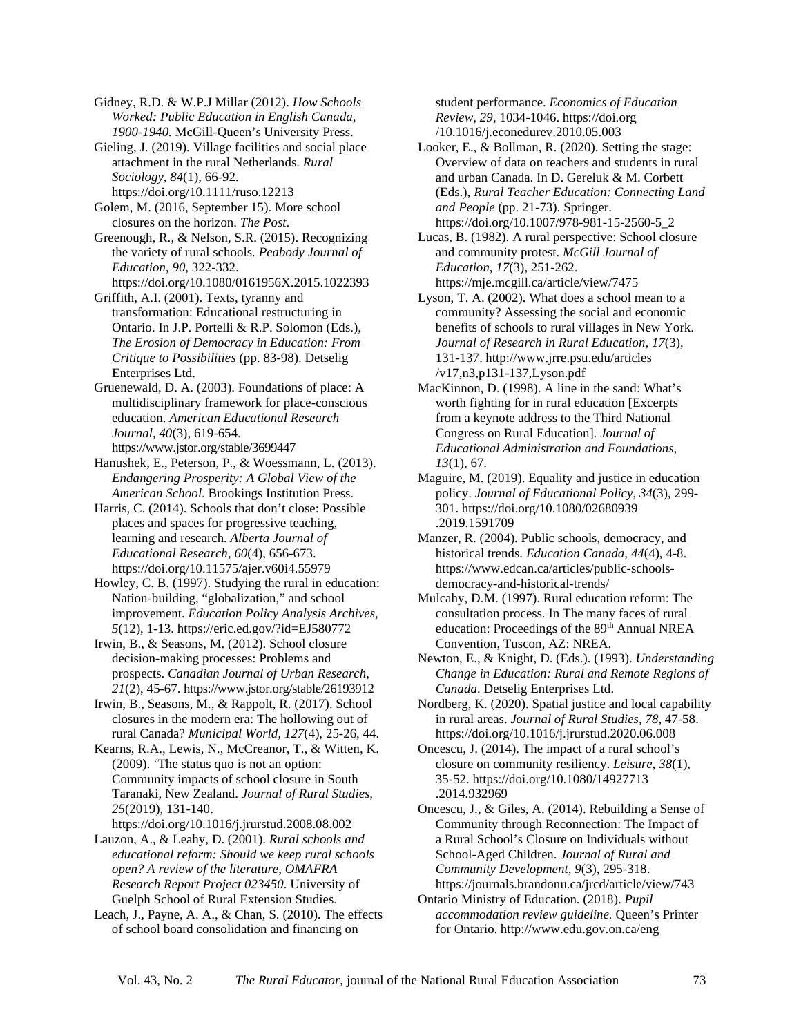Gidney, R.D. & W.P.J Millar (2012). *How Schools Worked: Public Education in English Canada, 1900-1940.* McGill-Queen's University Press.

Gieling, J. (2019). Village facilities and social place attachment in the rural Netherlands. *Rural Sociology, 84*(1), 66-92. https://doi.org/10.1111/ruso.12213

Golem, M. (2016, September 15). More school closures on the horizon. *The Post*.

Greenough, R., & Nelson, S.R. (2015). Recognizing the variety of rural schools. *Peabody Journal of Education*, *90*, 322-332. https://doi.org/10.1080/0161956X.2015.1022393

Griffith, A.I. (2001). Texts, tyranny and transformation: Educational restructuring in Ontario. In J.P. Portelli & R.P. Solomon (Eds.), *The Erosion of Democracy in Education: From Critique to Possibilities* (pp. 83-98). Detselig Enterprises Ltd.

Gruenewald, D. A. (2003). Foundations of place: A multidisciplinary framework for place-conscious education. *American Educational Research Journal*, *40*(3), 619-654. https://www.jstor.org/stable/3699447

Hanushek, E., Peterson, P., & Woessmann, L. (2013). *Endangering Prosperity: A Global View of the American School.* Brookings Institution Press.

Harris, C. (2014). Schools that don't close: Possible places and spaces for progressive teaching, learning and research. *Alberta Journal of Educational Research, 60*(4), 656-673. https://doi.org/10.11575/ajer.v60i4.55979

Howley, C. B. (1997). Studying the rural in education: Nation-building, "globalization," and school improvement. *Education Policy Analysis Archives*, *5*(12), 1-13. https://eric.ed.gov/?id=EJ580772

Irwin, B., & Seasons, M. (2012). School closure decision-making processes: Problems and prospects. *Canadian Journal of Urban Research, 21*(2), 45-67. https://www.jstor.org/stable/26193912

Irwin, B., Seasons, M., & Rappolt, R. (2017). School closures in the modern era: The hollowing out of rural Canada? *Municipal World, 127*(4), 25-26, 44.

Kearns, R.A., Lewis, N., McCreanor, T., & Witten, K. (2009). 'The status quo is not an option: Community impacts of school closure in South Taranaki, New Zealand. *Journal of Rural Studies, 25*(2019), 131-140. https://doi.org/10.1016/j.jrurstud.2008.08.002

Lauzon, A., & Leahy, D. (2001). *Rural schools and educational reform: Should we keep rural schools open? A review of the literature, OMAFRA Research Report Project 023450*. University of Guelph School of Rural Extension Studies.

Leach, J., Payne, A. A., & Chan, S. (2010). The effects of school board consolidation and financing on student performance. *Economics of Education Review*, *29*, 1034-1046. https://doi.org/10.1016/j.econedurev.2010.05.003

Looker, E., & Bollman, R. (2020). Setting the stage: Overview of data on teachers and students in rural and urban Canada. In D. Gereluk & M. Corbett (Eds.), *Rural Teacher Education: Connecting Land and People* (pp. 21-73). Springer. https://doi.org/10.1007/978-981-15-2560-5_2

Lucas, B. (1982). A rural perspective: School closure and community protest. *McGill Journal of Education, 17*(3), 251-262. https://mje.mcgill.ca/article/view/7475

Lyson, T. A. (2002). What does a school mean to a community? Assessing the social and economic benefits of schools to rural villages in New York. *Journal of Research in Rural Education*, *17*(3), 131-137. http://www.jrre.psu.edu/articles/v17,n3,p131-137,Lyson.pdf

MacKinnon, D. (1998). A line in the sand: What's worth fighting for in rural education [Excerpts from a keynote address to the Third National Congress on Rural Education]. *Journal of Educational Administration and Foundations*, *13*(1), 67.

Maguire, M. (2019). Equality and justice in education policy. *Journal of Educational Policy, 34*(3), 299-301. https://doi.org/10.1080/02680939.2019.1591709

Manzer, R. (2004). Public schools, democracy, and historical trends. *Education Canada*, *44*(4), 4-8. https://www.edcan.ca/articles/public-schools-democracy-and-historical-trends/

Mulcahy, D.M. (1997). Rural education reform: The consultation process. In The many faces of rural education: Proceedings of the 89th Annual NREA Convention, Tuscon, AZ: NREA.

Newton, E., & Knight, D. (Eds.). (1993). *Understanding Change in Education: Rural and Remote Regions of Canada*. Detselig Enterprises Ltd.

Nordberg, K. (2020). Spatial justice and local capability in rural areas. *Journal of Rural Studies, 78*, 47-58. https://doi.org/10.1016/j.jrurstud.2020.06.008

Oncescu, J. (2014). The impact of a rural school's closure on community resiliency. *Leisure*, *38*(1), 35-52. https://doi.org/10.1080/14927713.2014.932969

Oncescu, J., & Giles, A. (2014). Rebuilding a Sense of Community through Reconnection: The Impact of a Rural School's Closure on Individuals without School-Aged Children. *Journal of Rural and Community Development, 9*(3), 295-318. https://journals.brandonu.ca/jrcd/article/view/743

Ontario Ministry of Education. (2018). *Pupil accommodation review guideline.* Queen's Printer for Ontario. http://www.edu.gov.on.ca/eng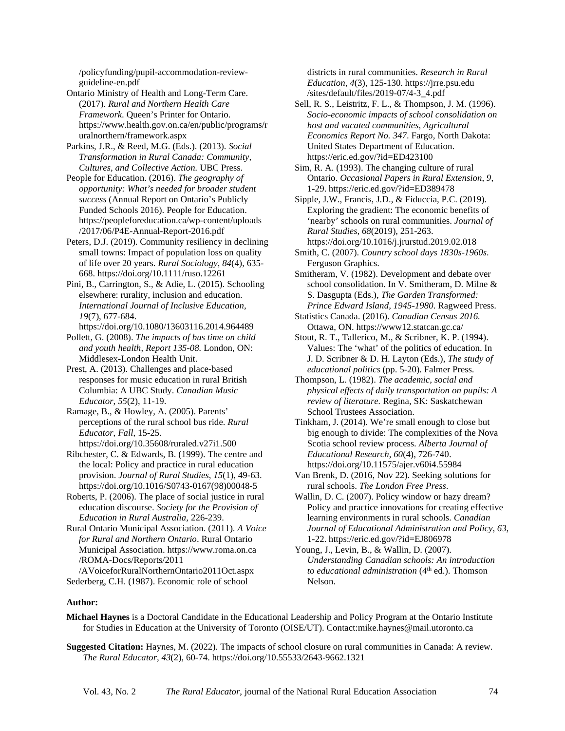/policyfunding/pupil-accommodation-review-guideline-en.pdf

Ontario Ministry of Health and Long-Term Care. (2017). *Rural and Northern Health Care Framework*. Queen's Printer for Ontario. https://www.health.gov.on.ca/en/public/programs/ruralnorthern/framework.aspx

Parkins, J.R., & Reed, M.G. (Eds.). (2013). *Social Transformation in Rural Canada: Community, Cultures, and Collective Action.* UBC Press.

People for Education. (2016). *The geography of opportunity: What's needed for broader student success* (Annual Report on Ontario's Publicly Funded Schools 2016). People for Education. https://peopleforeducation.ca/wp-content/uploads/2017/06/P4E-Annual-Report-2016.pdf

Peters, D.J. (2019). Community resiliency in declining small towns: Impact of population loss on quality of life over 20 years. *Rural Sociology, 84*(4), 635-668. https://doi.org/10.1111/ruso.12261

Pini, B., Carrington, S., & Adie, L. (2015). Schooling elsewhere: rurality, inclusion and education. *International Journal of Inclusive Education, 19*(7), 677-684. https://doi.org/10.1080/13603116.2014.964489

Pollett, G. (2008). *The impacts of bus time on child and youth health, Report 135-08.* London, ON: Middlesex-London Health Unit.

Prest, A. (2013). Challenges and place-based responses for music education in rural British Columbia: A UBC Study. *Canadian Music Educator, 55*(2), 11-19.

Ramage, B., & Howley, A. (2005). Parents' perceptions of the rural school bus ride. *Rural Educator, Fall*, 15-25. https://doi.org/10.35608/ruraled.v27i1.500

Ribchester, C. & Edwards, B. (1999). The centre and the local: Policy and practice in rural education provision. *Journal of Rural Studies, 15*(1), 49-63. https://doi.org/10.1016/S0743-0167(98)00048-5

Roberts, P. (2006). The place of social justice in rural education discourse. *Society for the Provision of Education in Rural Australia,* 226-239.

Rural Ontario Municipal Association. (2011). *A Voice for Rural and Northern Ontario*. Rural Ontario Municipal Association. https://www.roma.on.ca/ROMA-Docs/Reports/2011/AVoiceforRuralNorthernOntario2011Oct.aspx

Sederberg, C.H. (1987). Economic role of school districts in rural communities. *Research in Rural Education, 4*(3), 125-130. https://jrre.psu.edu/sites/default/files/2019-07/4-3_4.pdf

Sell, R. S., Leistritz, F. L., & Thompson, J. M. (1996). *Socio-economic impacts of school consolidation on host and vacated communities, Agricultural Economics Report No. 347*. Fargo, North Dakota: United States Department of Education. https://eric.ed.gov/?id=ED423100

Sim, R. A. (1993). The changing culture of rural Ontario. *Occasional Papers in Rural Extension, 9*, 1-29. https://eric.ed.gov/?id=ED389478

Sipple, J.W., Francis, J.D., & Fiduccia, P.C. (2019). Exploring the gradient: The economic benefits of 'nearby' schools on rural communities. *Journal of Rural Studies, 68*(2019), 251-263. https://doi.org/10.1016/j.jrurstud.2019.02.018

Smith, C. (2007). *Country school days 1830s-1960s*. Ferguson Graphics.

Smitheram, V. (1982). Development and debate over school consolidation. In V. Smitheram, D. Milne & S. Dasgupta (Eds.), *The Garden Transformed: Prince Edward Island, 1945-1980*. Ragweed Press.

Statistics Canada. (2016). *Canadian Census 2016.* Ottawa, ON. https://www12.statcan.gc.ca/

Stout, R. T., Tallerico, M., & Scribner, K. P. (1994). Values: The 'what' of the politics of education. In J. D. Scribner & D. H. Layton (Eds.), *The study of educational politics* (pp. 5-20). Falmer Press.

Thompson, L. (1982). *The academic, social and physical effects of daily transportation on pupils: A review of literature*. Regina, SK: Saskatchewan School Trustees Association.

Tinkham, J. (2014). We're small enough to close but big enough to divide: The complexities of the Nova Scotia school review process. *Alberta Journal of Educational Research, 60*(4), 726-740. https://doi.org/10.11575/ajer.v60i4.55984

Van Brenk, D. (2016, Nov 22). Seeking solutions for rural schools. *The London Free Press*.

Wallin, D. C. (2007). Policy window or hazy dream? Policy and practice innovations for creating effective learning environments in rural schools. *Canadian Journal of Educational Administration and Policy, 63*, 1-22. https://eric.ed.gov/?id=EJ806978

Young, J., Levin, B., & Wallin, D. (2007). *Understanding Canadian schools: An introduction to educational administration* (4th ed.). Thomson Nelson.

**Author:**

**Michael Haynes** is a Doctoral Candidate in the Educational Leadership and Policy Program at the Ontario Institute for Studies in Education at the University of Toronto (OISE/UT). Contact:mike.haynes@mail.utoronto.ca

**Suggested Citation:** Haynes, M. (2022). The impacts of school closure on rural communities in Canada: A review. *The Rural Educator, 43*(2), 60-74. https://doi.org/10.55533/2643-9662.1321